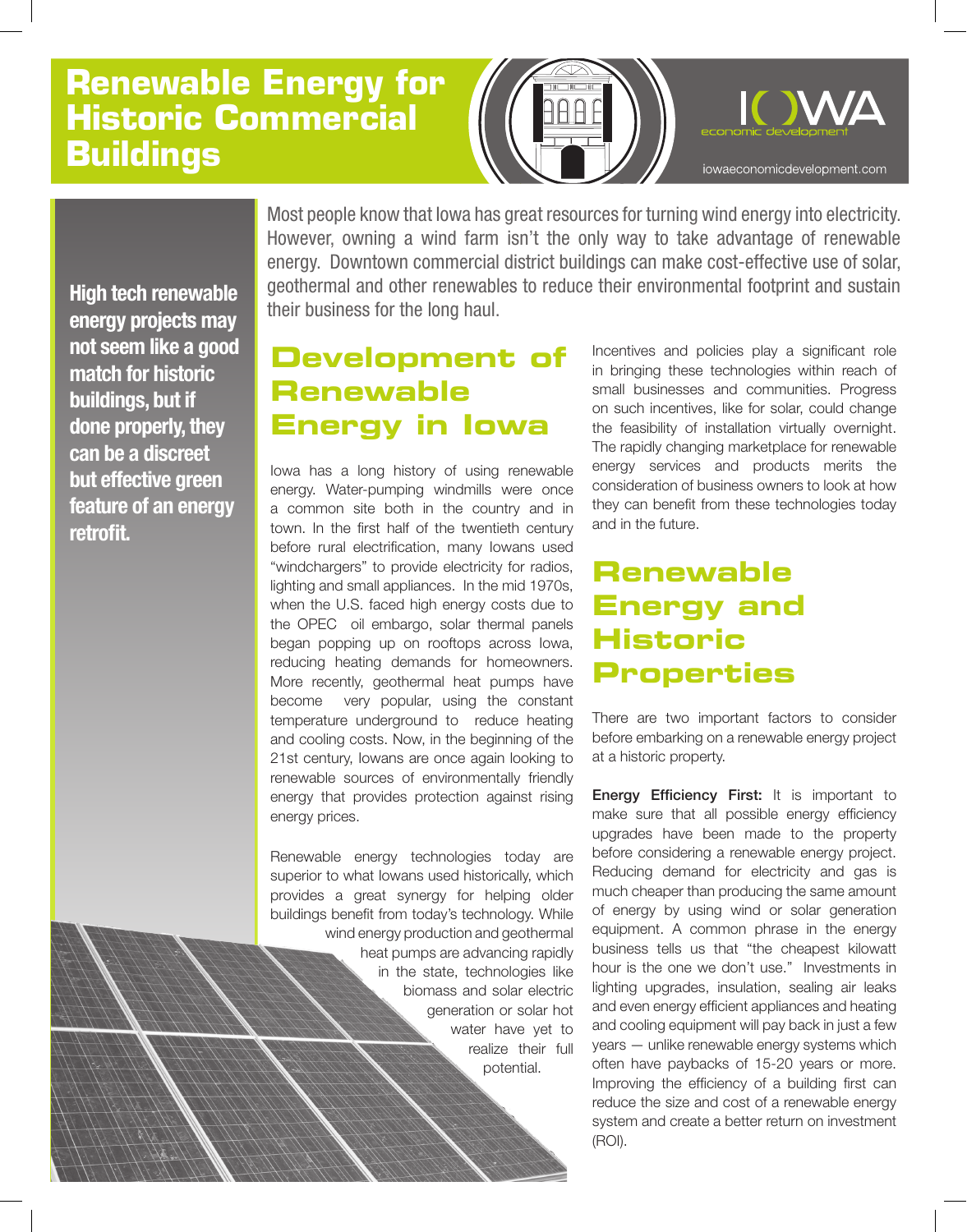# Renewable Energy for Historic Commercial Buildings

IOWA economic development

iowaeconomicdevelopment.com

**High tech renewable energy projects may not seem like a good match for historic buildings, but if done properly, they can be a discreet but effective green feature of an energy retrofit.**

Most people know that Iowa has great resources for turning wind energy into electricity. However, owning a wind farm isn't the only way to take advantage of renewable energy. Downtown commercial district buildings can make cost-effective use of solar, geothermal and other renewables to reduce their environmental footprint and sustain their business for the long haul.

## Development of Renewable Energy in Iowa

Iowa has a long history of using renewable energy. Water-pumping windmills were once a common site both in the country and in town. In the first half of the twentieth century before rural electrification, many Iowans used "windchargers" to provide electricity for radios, lighting and small appliances. In the mid 1970s, when the U.S. faced high energy costs due to the OPEC oil embargo, solar thermal panels began popping up on rooftops across Iowa, reducing heating demands for homeowners. More recently, geothermal heat pumps have become very popular, using the constant temperature underground to reduce heating and cooling costs. Now, in the beginning of the 21st century, Iowans are once again looking to renewable sources of environmentally friendly energy that provides protection against rising energy prices.

Renewable energy technologies today are superior to what Iowans used historically, which provides a great synergy for helping older buildings benefit from today's technology. While wind energy production and geothermal heat pumps are advancing rapidly in the state, technologies like biomass and solar electric generation or solar hot water have yet to realize their full potential.

Incentives and policies play a significant role in bringing these technologies within reach of small businesses and communities. Progress on such incentives, like for solar, could change the feasibility of installation virtually overnight. The rapidly changing marketplace for renewable energy services and products merits the consideration of business owners to look at how they can benefit from these technologies today and in the future.

## Renewable Energy and Historic Properties

There are two important factors to consider before embarking on a renewable energy project at a historic property.

**Energy Efficiency First:** It is important to make sure that all possible energy efficiency upgrades have been made to the property before considering a renewable energy project. Reducing demand for electricity and gas is much cheaper than producing the same amount of energy by using wind or solar generation equipment. A common phrase in the energy business tells us that "the cheapest kilowatt hour is the one we don't use." Investments in lighting upgrades, insulation, sealing air leaks and even energy efficient appliances and heating and cooling equipment will pay back in just a few years — unlike renewable energy systems which often have paybacks of 15-20 years or more. Improving the efficiency of a building first can reduce the size and cost of a renewable energy system and create a better return on investment (ROI).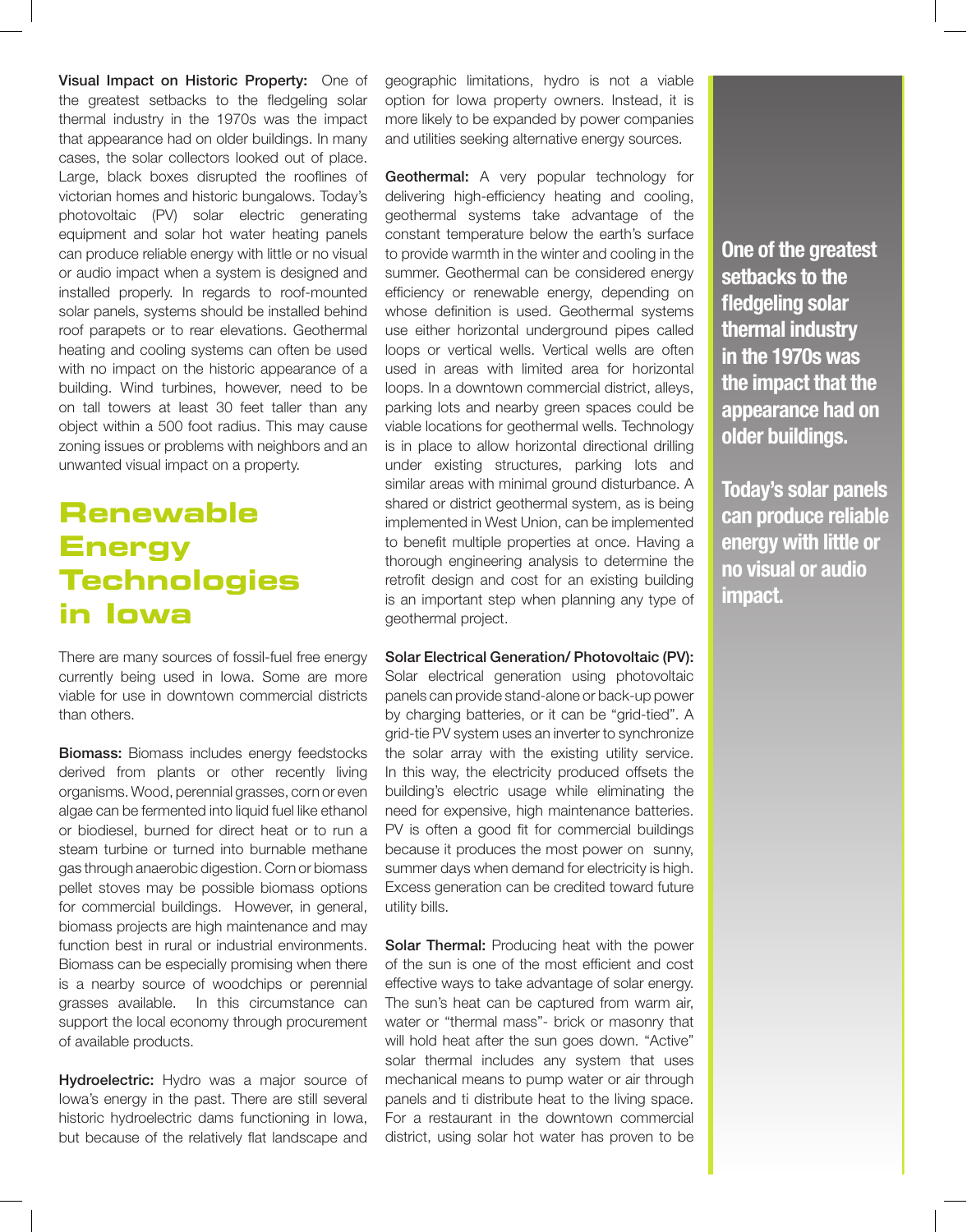**Visual Impact on Historic Property:** One of the greatest setbacks to the fledgeling solar thermal industry in the 1970s was the impact that appearance had on older buildings. In many cases, the solar collectors looked out of place. Large, black boxes disrupted the rooflines of victorian homes and historic bungalows. Today's photovoltaic (PV) solar electric generating equipment and solar hot water heating panels can produce reliable energy with little or no visual or audio impact when a system is designed and installed properly. In regards to roof-mounted solar panels, systems should be installed behind roof parapets or to rear elevations. Geothermal heating and cooling systems can often be used with no impact on the historic appearance of a building. Wind turbines, however, need to be on tall towers at least 30 feet taller than any object within a 500 foot radius. This may cause zoning issues or problems with neighbors and an unwanted visual impact on a property.

## Renewable Energy Technologies in Iowa

There are many sources of fossil-fuel free energy currently being used in Iowa. Some are more viable for use in downtown commercial districts than others.

**Biomass:** Biomass includes energy feedstocks derived from plants or other recently living organisms. Wood, perennial grasses, corn or even algae can be fermented into liquid fuel like ethanol or biodiesel, burned for direct heat or to run a steam turbine or turned into burnable methane gas through anaerobic digestion. Corn or biomass pellet stoves may be possible biomass options for commercial buildings. However, in general, biomass projects are high maintenance and may function best in rural or industrial environments. Biomass can be especially promising when there is a nearby source of woodchips or perennial grasses available. In this circumstance can support the local economy through procurement of available products.

**Hydroelectric:** Hydro was a major source of Iowa's energy in the past. There are still several historic hydroelectric dams functioning in Iowa, but because of the relatively flat landscape and geographic limitations, hydro is not a viable option for Iowa property owners. Instead, it is more likely to be expanded by power companies and utilities seeking alternative energy sources.

**Geothermal:** A very popular technology for delivering high-efficiency heating and cooling, geothermal systems take advantage of the constant temperature below the earth's surface to provide warmth in the winter and cooling in the summer. Geothermal can be considered energy efficiency or renewable energy, depending on whose definition is used. Geothermal systems use either horizontal underground pipes called loops or vertical wells. Vertical wells are often used in areas with limited area for horizontal loops. In a downtown commercial district, alleys, parking lots and nearby green spaces could be viable locations for geothermal wells. Technology is in place to allow horizontal directional drilling under existing structures, parking lots and similar areas with minimal ground disturbance. A shared or district geothermal system, as is being implemented in West Union, can be implemented to benefit multiple properties at once. Having a thorough engineering analysis to determine the retrofit design and cost for an existing building is an important step when planning any type of geothermal project.

**Solar Electrical Generation/ Photovoltaic (PV):** Solar electrical generation using photovoltaic panels can provide stand-alone or back-up power by charging batteries, or it can be "grid-tied". A grid-tie PV system uses an inverter to synchronize the solar array with the existing utility service. In this way, the electricity produced offsets the building's electric usage while eliminating the need for expensive, high maintenance batteries. PV is often a good fit for commercial buildings because it produces the most power on sunny, summer days when demand for electricity is high. Excess generation can be credited toward future utility bills.

**Solar Thermal:** Producing heat with the power of the sun is one of the most efficient and cost effective ways to take advantage of solar energy. The sun's heat can be captured from warm air, water or "thermal mass"- brick or masonry that will hold heat after the sun goes down. "Active" solar thermal includes any system that uses mechanical means to pump water or air through panels and ti distribute heat to the living space. For a restaurant in the downtown commercial district, using solar hot water has proven to be

**One of the greatest setbacks to the fledgeling solar thermal industry in the 1970s was the impact that the appearance had on older buildings.**

**Today's solar panels can produce reliable energy with little or no visual or audio impact.**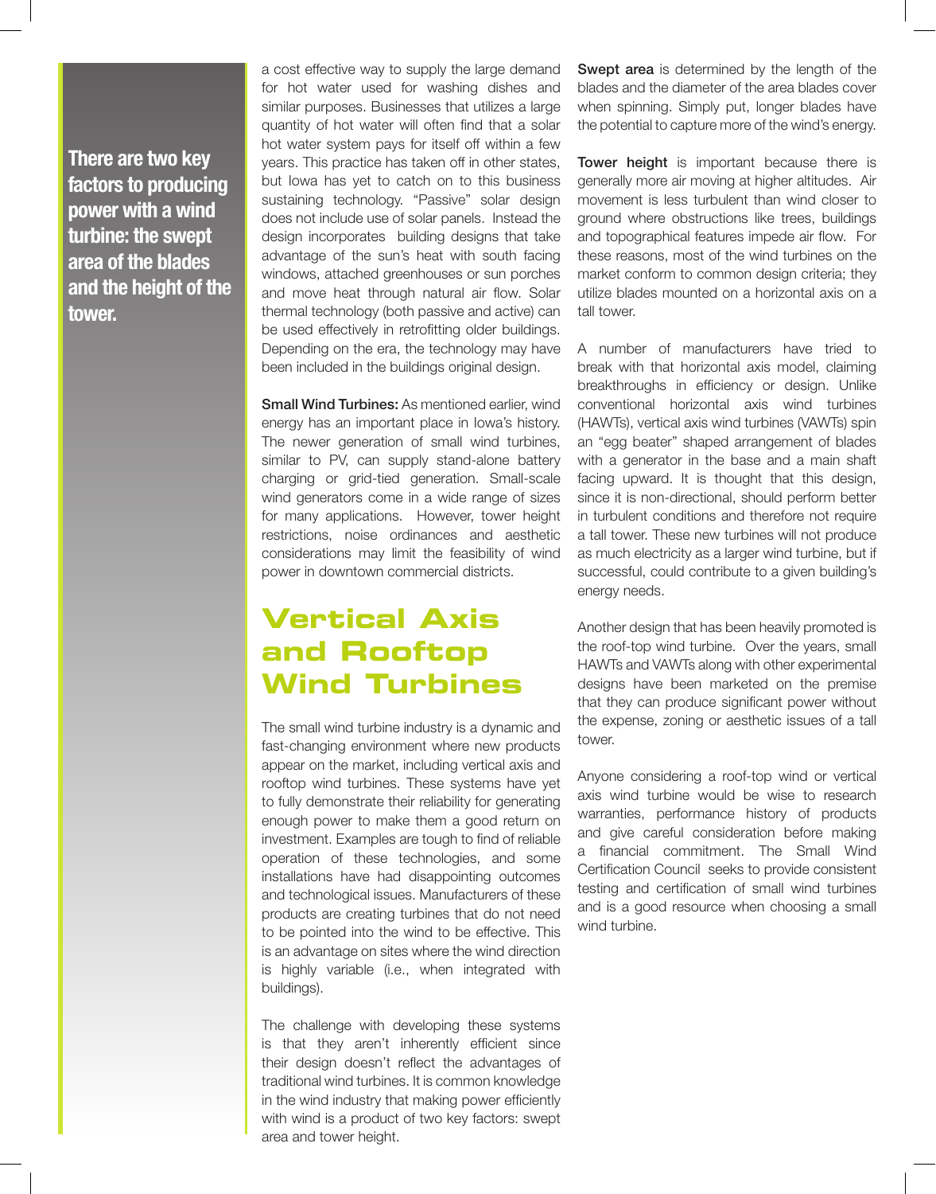**There are two key factors to producing power with a wind turbine: the swept area of the blades and the height of the tower.**

a cost effective way to supply the large demand for hot water used for washing dishes and similar purposes. Businesses that utilizes a large quantity of hot water will often find that a solar hot water system pays for itself off within a few years. This practice has taken off in other states, but Iowa has yet to catch on to this business sustaining technology. "Passive" solar design does not include use of solar panels. Instead the design incorporates building designs that take advantage of the sun's heat with south facing windows, attached greenhouses or sun porches and move heat through natural air flow. Solar thermal technology (both passive and active) can be used effectively in retrofitting older buildings. Depending on the era, the technology may have been included in the buildings original design.

**Small Wind Turbines:** As mentioned earlier, wind energy has an important place in Iowa's history. The newer generation of small wind turbines, similar to PV, can supply stand-alone battery charging or grid-tied generation. Small-scale wind generators come in a wide range of sizes for many applications. However, tower height restrictions, noise ordinances and aesthetic considerations may limit the feasibility of wind power in downtown commercial districts.

## Vertical Axis and Rooftop Wind Turbines

The small wind turbine industry is a dynamic and fast-changing environment where new products appear on the market, including vertical axis and rooftop wind turbines. These systems have yet to fully demonstrate their reliability for generating enough power to make them a good return on investment. Examples are tough to find of reliable operation of these technologies, and some installations have had disappointing outcomes and technological issues. Manufacturers of these products are creating turbines that do not need to be pointed into the wind to be effective. This is an advantage on sites where the wind direction is highly variable (i.e., when integrated with buildings).

The challenge with developing these systems is that they aren't inherently efficient since their design doesn't reflect the advantages of traditional wind turbines. It is common knowledge in the wind industry that making power efficiently with wind is a product of two key factors: swept area and tower height.

**Swept area** is determined by the length of the blades and the diameter of the area blades cover when spinning. Simply put, longer blades have the potential to capture more of the wind's energy.

**Tower height** is important because there is generally more air moving at higher altitudes. Air movement is less turbulent than wind closer to ground where obstructions like trees, buildings and topographical features impede air flow. For these reasons, most of the wind turbines on the market conform to common design criteria; they utilize blades mounted on a horizontal axis on a tall tower.

A number of manufacturers have tried to break with that horizontal axis model, claiming breakthroughs in efficiency or design. Unlike conventional horizontal axis wind turbines (HAWTs), vertical axis wind turbines (VAWTs) spin an "egg beater" shaped arrangement of blades with a generator in the base and a main shaft facing upward. It is thought that this design, since it is non-directional, should perform better in turbulent conditions and therefore not require a tall tower. These new turbines will not produce as much electricity as a larger wind turbine, but if successful, could contribute to a given building's energy needs.

Another design that has been heavily promoted is the roof-top wind turbine. Over the years, small HAWTs and VAWTs along with other experimental designs have been marketed on the premise that they can produce significant power without the expense, zoning or aesthetic issues of a tall tower.

Anyone considering a roof-top wind or vertical axis wind turbine would be wise to research warranties, performance history of products and give careful consideration before making a financial commitment. The Small Wind Certification Council seeks to provide consistent testing and certification of small wind turbines and is a good resource when choosing a small wind turbine.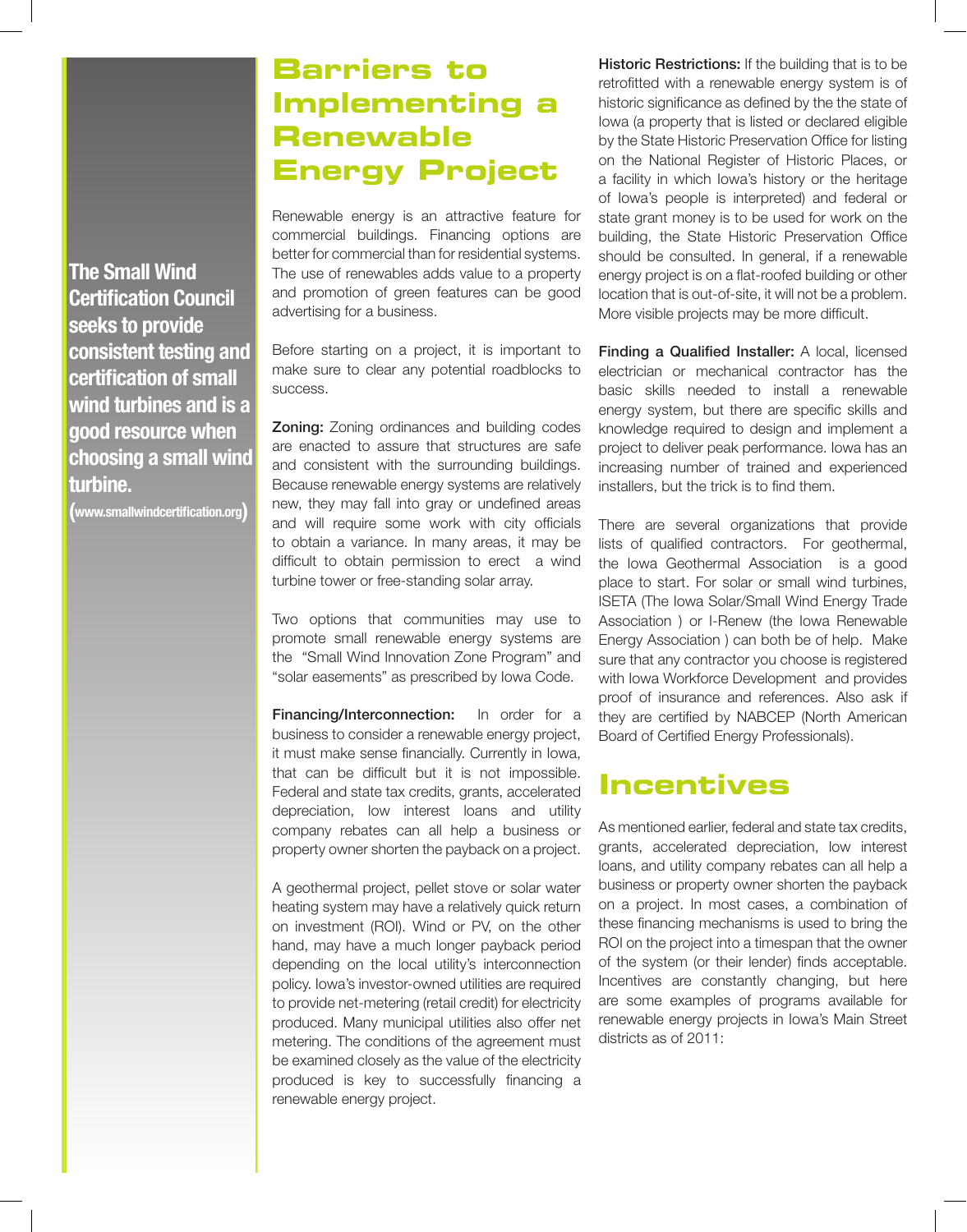**The Small Wind Certification Council seeks to provide consistent testing and certification of small wind turbines and is a good resource when choosing a small wind turbine.**

**(www.smallwindcertification.org)**

# Barriers to Implementing a Renewable Energy Project

Renewable energy is an attractive feature for commercial buildings. Financing options are better for commercial than for residential systems. The use of renewables adds value to a property and promotion of green features can be good advertising for a business.

Before starting on a project, it is important to make sure to clear any potential roadblocks to success.

**Zoning:** Zoning ordinances and building codes are enacted to assure that structures are safe and consistent with the surrounding buildings. Because renewable energy systems are relatively new, they may fall into gray or undefined areas and will require some work with city officials to obtain a variance. In many areas, it may be difficult to obtain permission to erect a wind turbine tower or free-standing solar array.

Two options that communities may use to promote small renewable energy systems are the "Small Wind Innovation Zone Program" and "solar easements" as prescribed by Iowa Code.

**Financing/Interconnection:** In order for a business to consider a renewable energy project, it must make sense financially. Currently in Iowa, that can be difficult but it is not impossible. Federal and state tax credits, grants, accelerated depreciation, low interest loans and utility company rebates can all help a business or property owner shorten the payback on a project.

A geothermal project, pellet stove or solar water heating system may have a relatively quick return on investment (ROI). Wind or PV, on the other hand, may have a much longer payback period depending on the local utility's interconnection policy. Iowa's investor-owned utilities are required to provide net-metering (retail credit) for electricity produced. Many municipal utilities also offer net metering. The conditions of the agreement must be examined closely as the value of the electricity produced is key to successfully financing a renewable energy project.

**Historic Restrictions:** If the building that is to be retrofitted with a renewable energy system is of historic significance as defined by the the state of Iowa (a property that is listed or declared eligible by the State Historic Preservation Office for listing on the National Register of Historic Places, or a facility in which Iowa's history or the heritage of Iowa's people is interpreted) and federal or state grant money is to be used for work on the building, the State Historic Preservation Office should be consulted. In general, if a renewable energy project is on a flat-roofed building or other location that is out-of-site, it will not be a problem. More visible projects may be more difficult.

**Finding a Qualified Installer:** A local, licensed electrician or mechanical contractor has the basic skills needed to install a renewable energy system, but there are specific skills and knowledge required to design and implement a project to deliver peak performance. Iowa has an increasing number of trained and experienced installers, but the trick is to find them.

There are several organizations that provide lists of qualified contractors. For geothermal, the Iowa Geothermal Association is a good place to start. For solar or small wind turbines, ISETA (The Iowa Solar/Small Wind Energy Trade Association ) or I-Renew (the Iowa Renewable Energy Association ) can both be of help. Make sure that any contractor you choose is registered with Iowa Workforce Development and provides proof of insurance and references. Also ask if they are certified by NABCEP (North American Board of Certified Energy Professionals).

# Incentives

As mentioned earlier, federal and state tax credits, grants, accelerated depreciation, low interest loans, and utility company rebates can all help a business or property owner shorten the payback on a project. In most cases, a combination of these financing mechanisms is used to bring the ROI on the project into a timespan that the owner of the system (or their lender) finds acceptable. Incentives are constantly changing, but here are some examples of programs available for renewable energy projects in Iowa's Main Street districts as of 2011: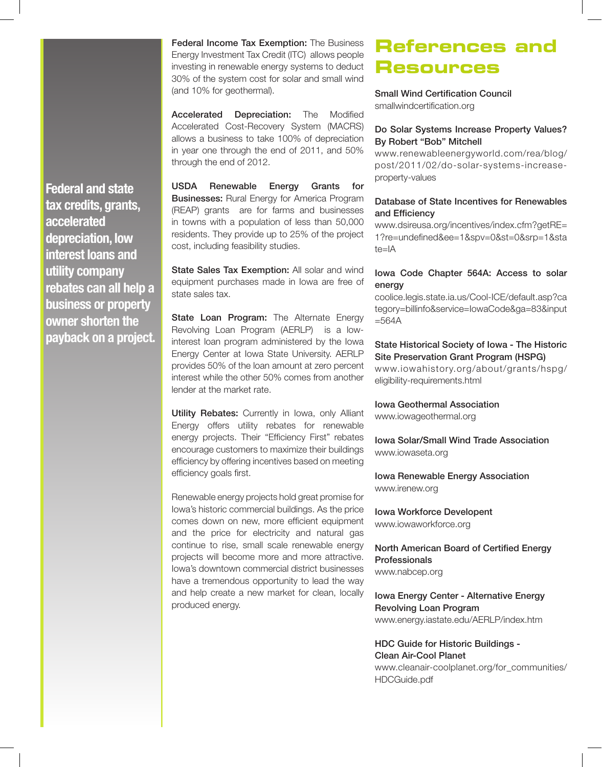**Federal and state tax credits, grants, accelerated depreciation, low interest loans and utility company rebates can all help a business or property owner shorten the payback on a project.**

**Federal Income Tax Exemption:** The Business Energy Investment Tax Credit (ITC) allows people investing in renewable energy systems to deduct 30% of the system cost for solar and small wind (and 10% for geothermal).

**Accelerated Depreciation:** The Modified Accelerated Cost-Recovery System (MACRS) allows a business to take 100% of depreciation in year one through the end of 2011, and 50% through the end of 2012.

**USDA Renewable Energy Grants for Businesses:** Rural Energy for America Program (REAP) grants are for farms and businesses in towns with a population of less than 50,000 residents. They provide up to 25% of the project cost, including feasibility studies.

**State Sales Tax Exemption:** All solar and wind equipment purchases made in Iowa are free of state sales tax.

**State Loan Program:** The Alternate Energy Revolving Loan Program (AERLP) is a low-interest loan program administered by the Iowa Energy Center at Iowa State University. AERLP provides 50% of the loan amount at zero percent interest while the other 50% comes from another lender at the market rate.

**Utility Rebates:** Currently in Iowa, only Alliant Energy offers utility rebates for renewable energy projects. Their “Efficiency First” rebates encourage customers to maximize their buildings efficiency by offering incentives based on meeting efficiency goals first.

Renewable energy projects hold great promise for Iowa’s historic commercial buildings. As the price comes down on new, more efficient equipment and the price for electricity and natural gas continue to rise, small scale renewable energy projects will become more and more attractive. Iowa’s downtown commercial district businesses have a tremendous opportunity to lead the way and help create a new market for clean, locally produced energy.

# References and Resources

**Small Wind Certification Council**
smallwindcertification.org

**Do Solar Systems Increase Property Values? By Robert “Bob” Mitchell**
www.renewableenergyworld.com/rea/blog/post/2011/02/do-solar-systems-increase-property-values

**Database of State Incentives for Renewables and Efficiency**
www.dsireusa.org/incentives/index.cfm?getRE=1?re=undefined&ee=1&spv=0&st=0&srp=1&state=IA

**Iowa Code Chapter 564A: Access to solar energy**
coolice.legis.state.ia.us/Cool-ICE/default.asp?category=billinfo&service=IowaCode&ga=83&input=564A

**State Historical Society of Iowa - The Historic Site Preservation Grant Program (HSPG)**
www.iowahistory.org/about/grants/hspg/eligibility-requirements.html

**Iowa Geothermal Association**
www.iowageothermal.org

**Iowa Solar/Small Wind Trade Association**
www.iowaseta.org

**Iowa Renewable Energy Association**
www.irenew.org

**Iowa Workforce Developent**
www.iowaworkforce.org

**North American Board of Certified Energy Professionals**
www.nabcep.org

**Iowa Energy Center - Alternative Energy Revolving Loan Program**
www.energy.iastate.edu/AERLP/index.htm

**HDC Guide for Historic Buildings - Clean Air-Cool Planet**
www.cleanair-coolplanet.org/for_communities/HDCGuide.pdf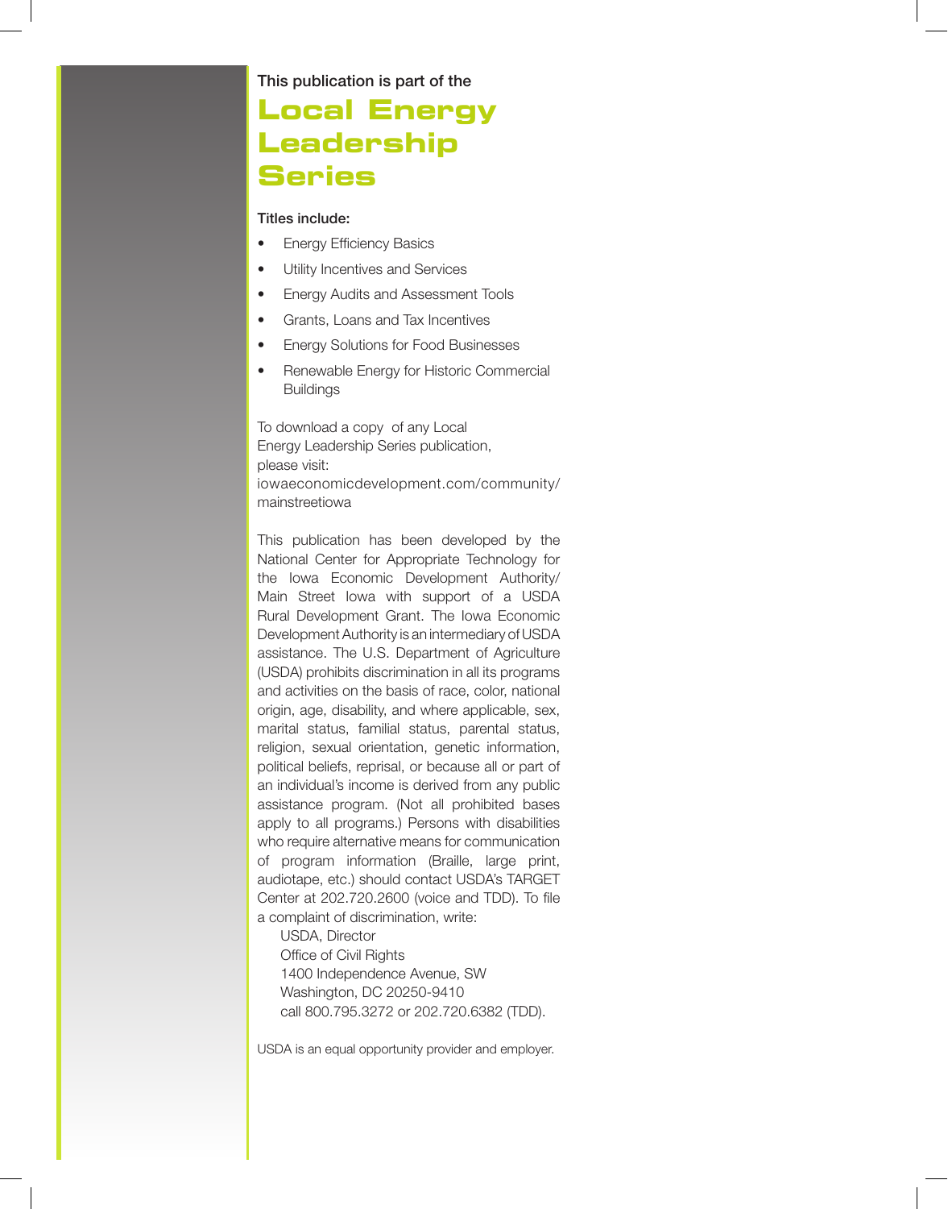This publication is part of the

# Local Energy Leadership Series

Titles include:

- Energy Efficiency Basics
- Utility Incentives and Services
- Energy Audits and Assessment Tools
- Grants, Loans and Tax Incentives
- Energy Solutions for Food Businesses
- Renewable Energy for Historic Commercial Buildings

To download a copy of any Local Energy Leadership Series publication, please visit: iowaeconomicdevelopment.com/community/mainstreetiowa

This publication has been developed by the National Center for Appropriate Technology for the Iowa Economic Development Authority/ Main Street Iowa with support of a USDA Rural Development Grant. The Iowa Economic Development Authority is an intermediary of USDA assistance. The U.S. Department of Agriculture (USDA) prohibits discrimination in all its programs and activities on the basis of race, color, national origin, age, disability, and where applicable, sex, marital status, familial status, parental status, religion, sexual orientation, genetic information, political beliefs, reprisal, or because all or part of an individual's income is derived from any public assistance program. (Not all prohibited bases apply to all programs.) Persons with disabilities who require alternative means for communication of program information (Braille, large print, audiotape, etc.) should contact USDA's TARGET Center at 202.720.2600 (voice and TDD). To file a complaint of discrimination, write:

USDA, Director
Office of Civil Rights
1400 Independence Avenue, SW
Washington, DC 20250-9410
call 800.795.3272 or 202.720.6382 (TDD).

USDA is an equal opportunity provider and employer.